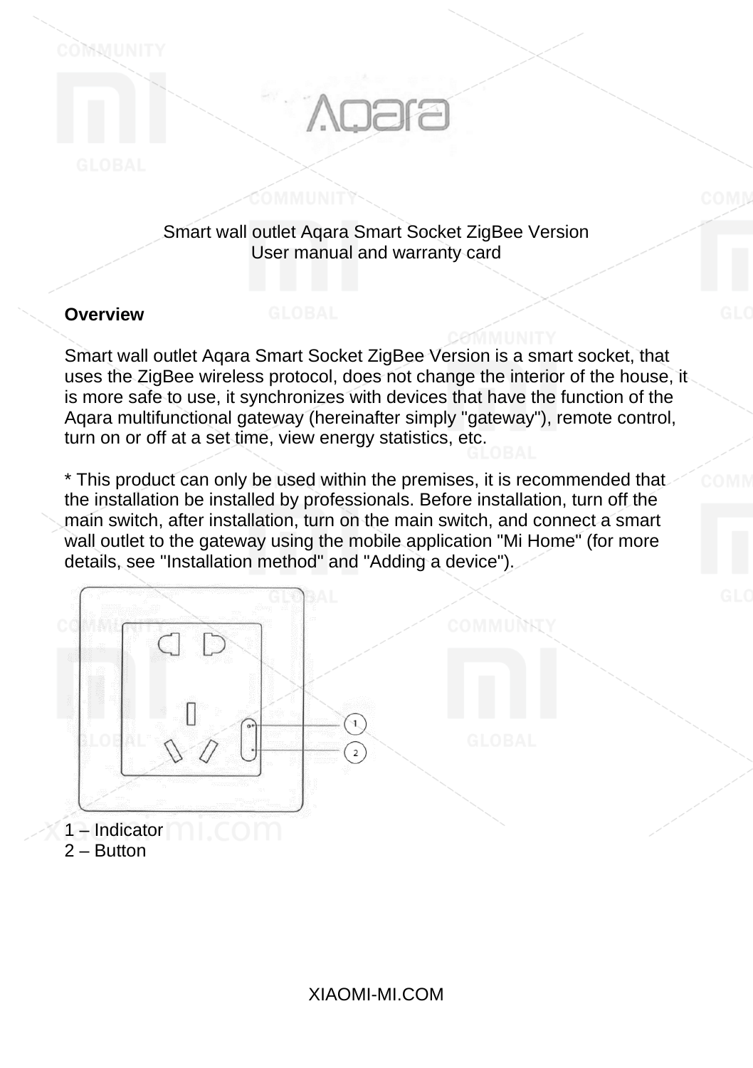Smart wall outlet Aqara Smart Socket ZigBee Version
User manual and warranty card

## Overview

Smart wall outlet Aqara Smart Socket ZigBee Version is a smart socket, that uses the ZigBee wireless protocol, does not change the interior of the house, it is more safe to use, it synchronizes with devices that have the function of the Aqara multifunctional gateway (hereinafter simply "gateway"), remote control, turn on or off at a set time, view energy statistics, etc.

* This product can only be used within the premises, it is recommended that the installation be installed by professionals. Before installation, turn off the main switch, after installation, turn on the main switch, and connect a smart wall outlet to the gateway using the mobile application "Mi Home" (for more details, see "Installation method" and "Adding a device").

1 – Indicator
2 – Button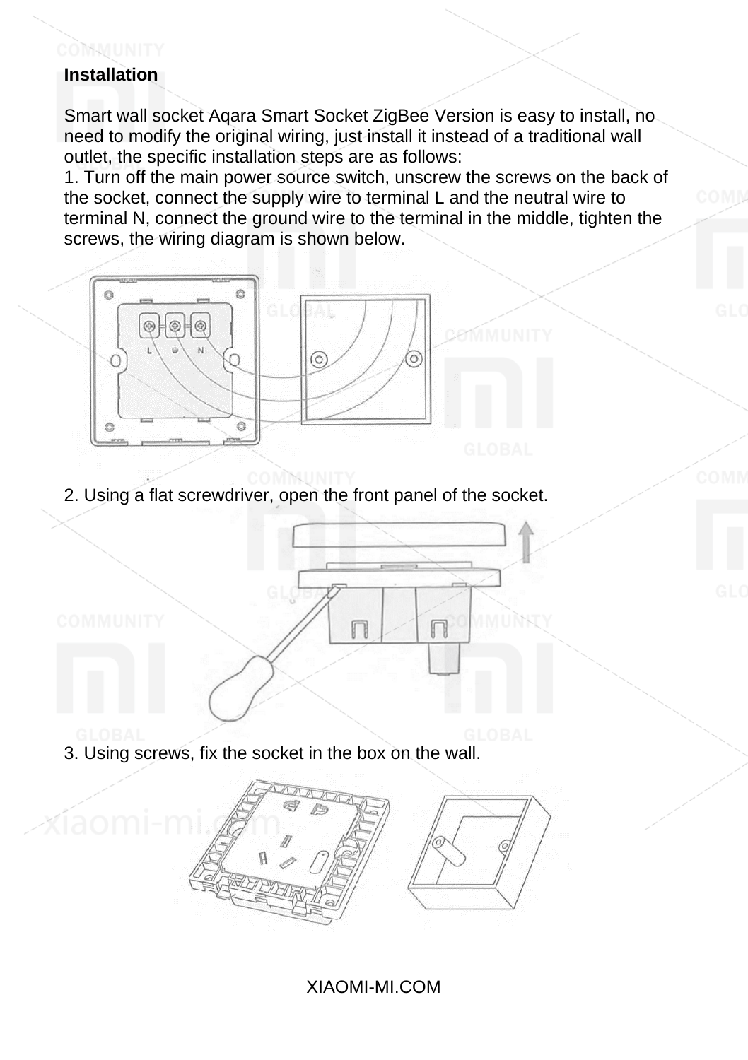**Installation**

Smart wall socket Aqara Smart Socket ZigBee Version is easy to install, no need to modify the original wiring, just install it instead of a traditional wall outlet, the specific installation steps are as follows:

1. Turn off the main power source switch, unscrew the screws on the back of the socket, connect the supply wire to terminal L and the neutral wire to terminal N, connect the ground wire to the terminal in the middle, tighten the screws, the wiring diagram is shown below.

2. Using a flat screwdriver, open the front panel of the socket.

3. Using screws, fix the socket in the box on the wall.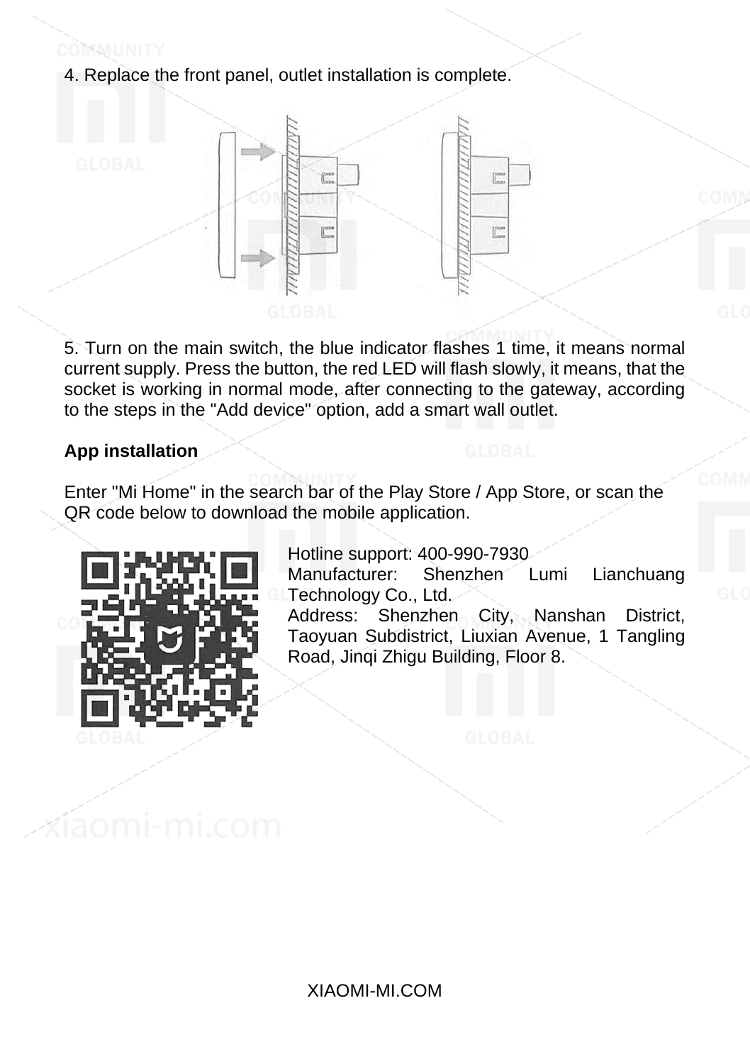4. Replace the front panel, outlet installation is complete.

5. Turn on the main switch, the blue indicator flashes 1 time, it means normal current supply. Press the button, the red LED will flash slowly, it means, that the socket is working in normal mode, after connecting to the gateway, according to the steps in the "Add device" option, add a smart wall outlet.

**App installation**

Enter "Mi Home" in the search bar of the Play Store / App Store, or scan the QR code below to download the mobile application.

Hotline support: 400-990-7930
Manufacturer: Shenzhen Lumi Lianchuang Technology Co., Ltd.
Address: Shenzhen City, Nanshan District, Taoyuan Subdistrict, Liuxian Avenue, 1 Tangling Road, Jinqi Zhigu Building, Floor 8.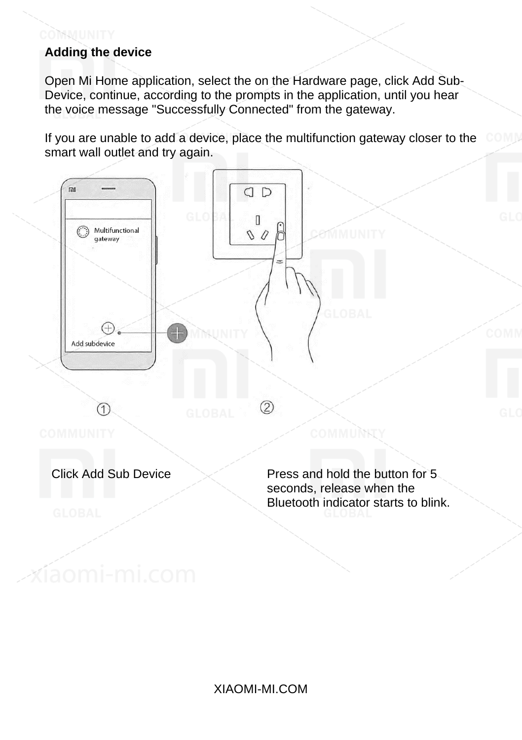**Adding the device**

Open Mi Home application, select the on the Hardware page, click Add Sub-Device, continue, according to the prompts in the application, until you hear the voice message "Successfully Connected" from the gateway.

If you are unable to add a device, place the multifunction gateway closer to the smart wall outlet and try again.

Click Add Sub Device

Press and hold the button for 5 seconds, release when the Bluetooth indicator starts to blink.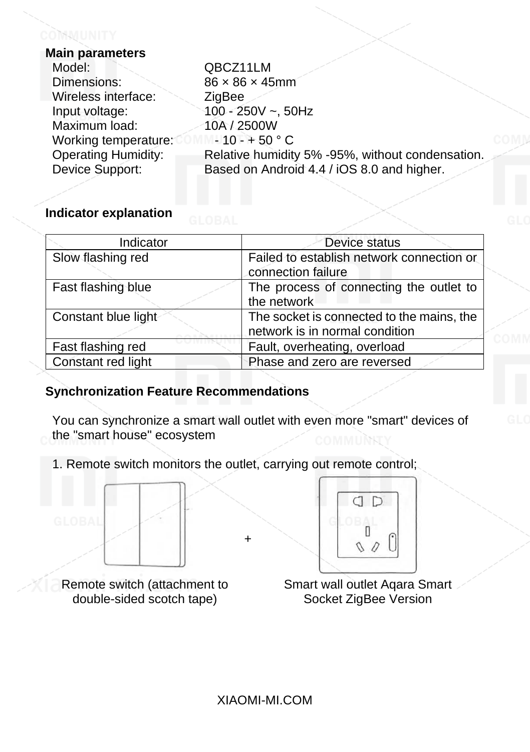**Main parameters**

| | |
|---|---|
| Model: | QBCZ11LM |
| Dimensions: | 86 × 86 × 45mm |
| Wireless interface: | ZigBee |
| Input voltage: | 100 - 250V ~, 50Hz |
| Maximum load: | 10A / 2500W |
| Working temperature: | - 10 - + 50 ° C |
| Operating Humidity: | Relative humidity 5% -95%, without condensation. |
| Device Support: | Based on Android 4.4 / iOS 8.0 and higher. |

**Indicator explanation**

| Indicator | Device status |
|---|---|
| Slow flashing red | Failed to establish network connection or connection failure |
| Fast flashing blue | The process of connecting the outlet to the network |
| Constant blue light | The socket is connected to the mains, the network is in normal condition |
| Fast flashing red | Fault, overheating, overload |
| Constant red light | Phase and zero are reversed |

**Synchronization Feature Recommendations**

You can synchronize a smart wall outlet with even more "smart" devices of the "smart house" ecosystem

1. Remote switch monitors the outlet, carrying out remote control;

+

Remote switch (attachment to double-sided scotch tape)

Smart wall outlet Aqara Smart Socket ZigBee Version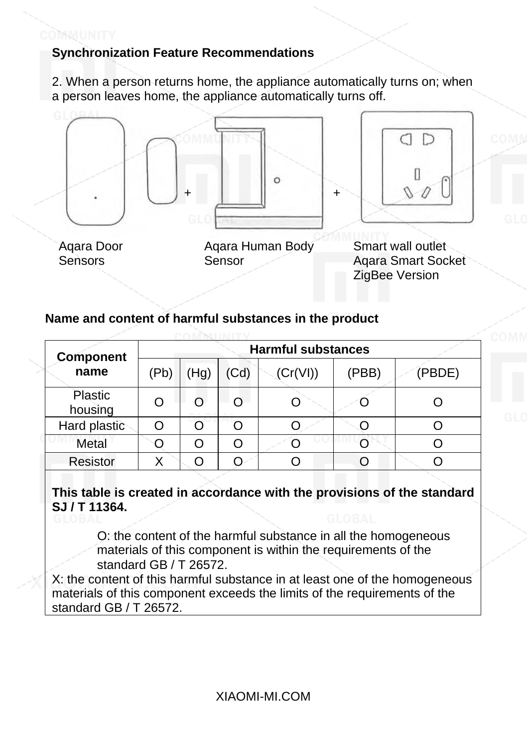**Synchronization Feature Recommendations**

2. When a person returns home, the appliance automatically turns on; when a person leaves home, the appliance automatically turns off.

+ +

Aqara Door Sensors

Aqara Human Body Sensor

Smart wall outlet
Aqara Smart Socket
ZigBee Version

**Name and content of harmful substances in the product**

| **Component name** | **Harmful substances** | | | | | |
|---|---|---|---|---|---|---|
| | (Pb) | (Hg) | (Cd) | (Cr(VI)) | (PBB) | (PBDE) |
| Plastic housing | O | O | O | O | O | O |
| Hard plastic | O | O | O | O | O | O |
| Metal | O | O | O | O | O | O |
| Resistor | X | O | O | O | O | O |

**This table is created in accordance with the provisions of the standard SJ / T 11364.**

O: the content of the harmful substance in all the homogeneous materials of this component is within the requirements of the standard GB / T 26572.

X: the content of this harmful substance in at least one of the homogeneous materials of this component exceeds the limits of the requirements of the standard GB / T 26572.

XIAOMI-MI.COM